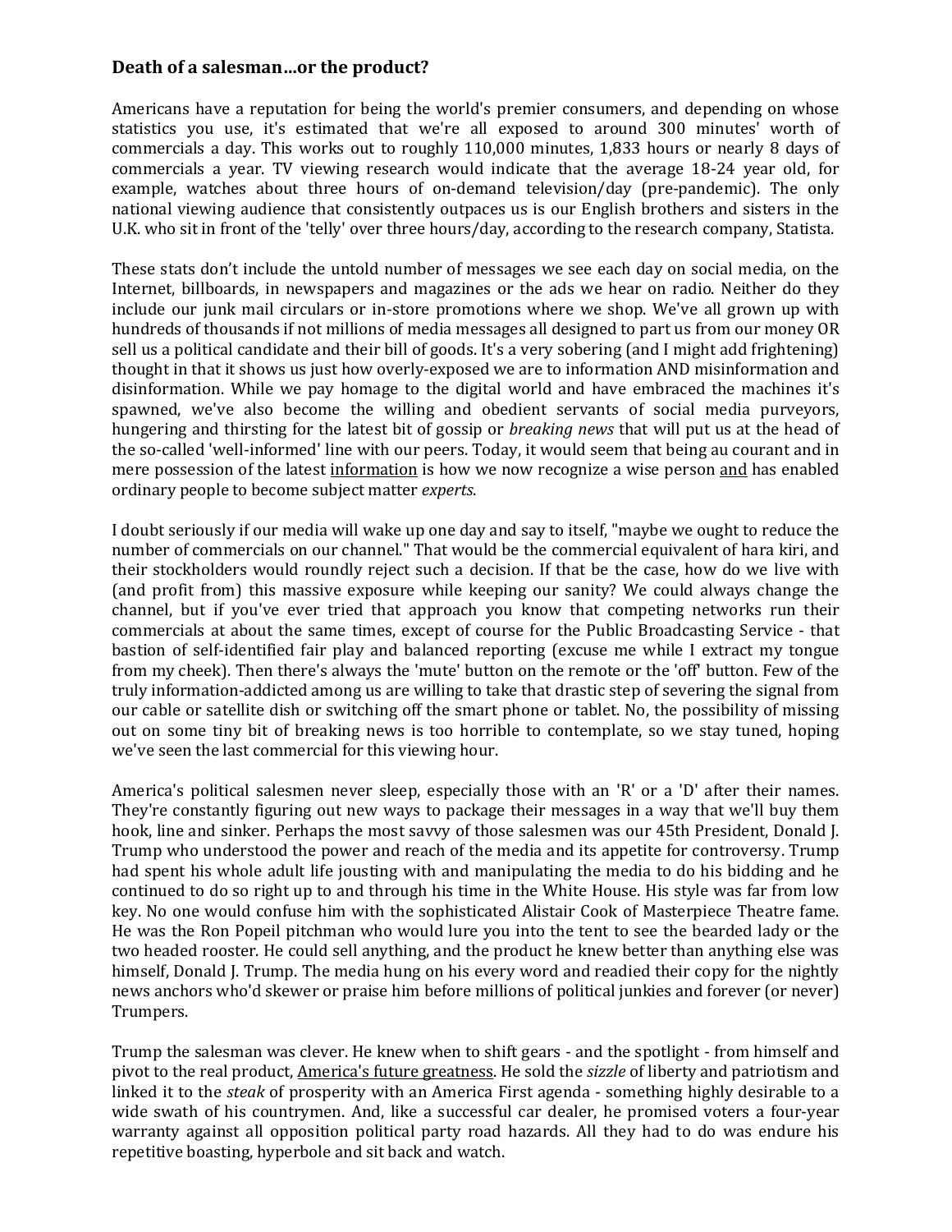## Death of a salesman…or the product?

Americans have a reputation for being the world's premier consumers, and depending on whose statistics you use, it's estimated that we're all exposed to around 300 minutes' worth of commercials a day. This works out to roughly 110,000 minutes, 1,833 hours or nearly 8 days of commercials a year. TV viewing research would indicate that the average 18-24 year old, for example, watches about three hours of on-demand television/day (pre-pandemic). The only national viewing audience that consistently outpaces us is our English brothers and sisters in the U.K. who sit in front of the 'telly' over three hours/day, according to the research company, Statista.

These stats don't include the untold number of messages we see each day on social media, on the Internet, billboards, in newspapers and magazines or the ads we hear on radio. Neither do they include our junk mail circulars or in-store promotions where we shop. We've all grown up with hundreds of thousands if not millions of media messages all designed to part us from our money OR sell us a political candidate and their bill of goods. It's a very sobering (and I might add frightening) thought in that it shows us just how overly-exposed we are to information AND misinformation and disinformation. While we pay homage to the digital world and have embraced the machines it's spawned, we've also become the willing and obedient servants of social media purveyors, hungering and thirsting for the latest bit of gossip or *breaking news* that will put us at the head of the so-called 'well-informed' line with our peers. Today, it would seem that being au courant and in mere possession of the latest <u>information</u> is how we now recognize a wise person <u>and</u> has enabled ordinary people to become subject matter *experts*.

I doubt seriously if our media will wake up one day and say to itself, "maybe we ought to reduce the number of commercials on our channel." That would be the commercial equivalent of hara kiri, and their stockholders would roundly reject such a decision. If that be the case, how do we live with (and profit from) this massive exposure while keeping our sanity? We could always change the channel, but if you've ever tried that approach you know that competing networks run their commercials at about the same times, except of course for the Public Broadcasting Service - that bastion of self-identified fair play and balanced reporting (excuse me while I extract my tongue from my cheek). Then there's always the 'mute' button on the remote or the 'off' button. Few of the truly information-addicted among us are willing to take that drastic step of severing the signal from our cable or satellite dish or switching off the smart phone or tablet. No, the possibility of missing out on some tiny bit of breaking news is too horrible to contemplate, so we stay tuned, hoping we've seen the last commercial for this viewing hour.

America's political salesmen never sleep, especially those with an 'R' or a 'D' after their names. They're constantly figuring out new ways to package their messages in a way that we'll buy them hook, line and sinker. Perhaps the most savvy of those salesmen was our 45th President, Donald J. Trump who understood the power and reach of the media and its appetite for controversy. Trump had spent his whole adult life jousting with and manipulating the media to do his bidding and he continued to do so right up to and through his time in the White House. His style was far from low key. No one would confuse him with the sophisticated Alistair Cook of Masterpiece Theatre fame. He was the Ron Popeil pitchman who would lure you into the tent to see the bearded lady or the two headed rooster. He could sell anything, and the product he knew better than anything else was himself, Donald J. Trump. The media hung on his every word and readied their copy for the nightly news anchors who'd skewer or praise him before millions of political junkies and forever (or never) Trumpers.

Trump the salesman was clever. He knew when to shift gears - and the spotlight - from himself and pivot to the real product, <u>America's future greatness</u>. He sold the *sizzle* of liberty and patriotism and linked it to the *steak* of prosperity with an America First agenda - something highly desirable to a wide swath of his countrymen. And, like a successful car dealer, he promised voters a four-year warranty against all opposition political party road hazards. All they had to do was endure his repetitive boasting, hyperbole and sit back and watch.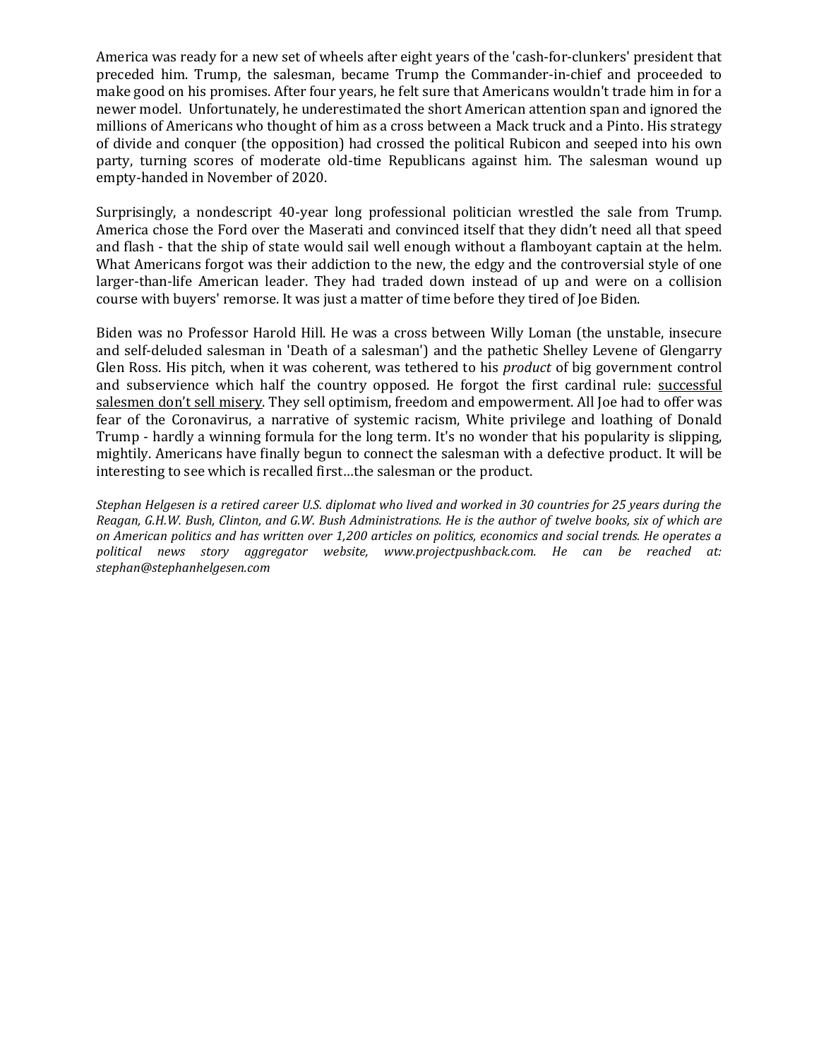America was ready for a new set of wheels after eight years of the 'cash-for-clunkers' president that preceded him. Trump, the salesman, became Trump the Commander-in-chief and proceeded to make good on his promises. After four years, he felt sure that Americans wouldn't trade him in for a newer model. Unfortunately, he underestimated the short American attention span and ignored the millions of Americans who thought of him as a cross between a Mack truck and a Pinto. His strategy of divide and conquer (the opposition) had crossed the political Rubicon and seeped into his own party, turning scores of moderate old-time Republicans against him. The salesman wound up empty-handed in November of 2020.

Surprisingly, a nondescript 40-year long professional politician wrestled the sale from Trump. America chose the Ford over the Maserati and convinced itself that they didn't need all that speed and flash - that the ship of state would sail well enough without a flamboyant captain at the helm. What Americans forgot was their addiction to the new, the edgy and the controversial style of one larger-than-life American leader. They had traded down instead of up and were on a collision course with buyers' remorse. It was just a matter of time before they tired of Joe Biden.

Biden was no Professor Harold Hill. He was a cross between Willy Loman (the unstable, insecure and self-deluded salesman in 'Death of a salesman') and the pathetic Shelley Levene of Glengarry Glen Ross. His pitch, when it was coherent, was tethered to his *product* of big government control and subservience which half the country opposed. He forgot the first cardinal rule: <u>successful salesmen don't sell misery</u>. They sell optimism, freedom and empowerment. All Joe had to offer was fear of the Coronavirus, a narrative of systemic racism, White privilege and loathing of Donald Trump - hardly a winning formula for the long term. It's no wonder that his popularity is slipping, mightily. Americans have finally begun to connect the salesman with a defective product. It will be interesting to see which is recalled first…the salesman or the product.

*Stephan Helgesen is a retired career U.S. diplomat who lived and worked in 30 countries for 25 years during the Reagan, G.H.W. Bush, Clinton, and G.W. Bush Administrations. He is the author of twelve books, six of which are on American politics and has written over 1,200 articles on politics, economics and social trends. He operates a political news story aggregator website, www.projectpushback.com. He can be reached at: stephan@stephanhelgesen.com*